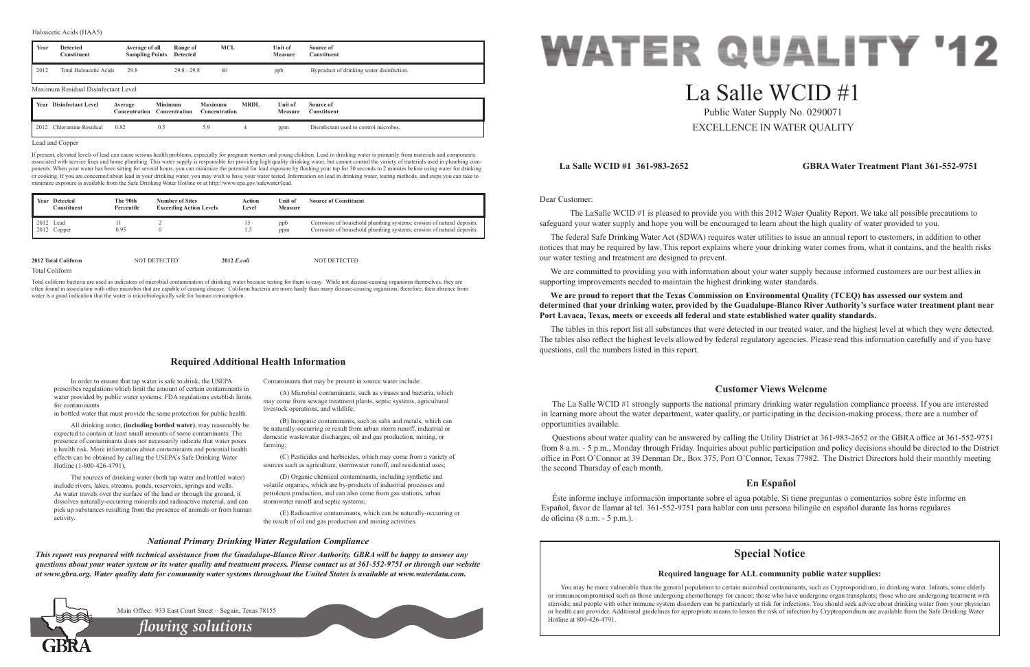Haloacetic Acids (HAA5)

| Year | Detected Constituent | Average of all Sampling Points | Range of Detected | MCL | Unit of Measure | Source of Constituent |
|---|---|---|---|---|---|---|
| 2012 | Total Haloacetic Acids | 29.8 | 29.8 - 29.8 | 60 | ppb | Byproduct of drinking water disinfection. |

Maximum Residual Disinfectant Level

| Year | Disinfectant Level | Average Concentration | Minimum Concentration | Maximum Concentration | MRDL | Unit of Measure | Source of Constituent |
|---|---|---|---|---|---|---|---|
| 2012 | Chloramine Residual | 0.82 | 0.5 | 5.9 | 4 | ppm | Disinfectant used to control microbes. |

Lead and Copper

If present, elevated levels of lead can cause serious health problems, especially for pregnant women and young children. Lead in drinking water is primarily from materials and components associated with service lines and home plumbing. This water supply is responsible for providing high quality drinking water, but cannot control the variety of materials used in plumbing components. When your water has been sitting for several hours, you can minimize the potential for lead exposure by flushing your tap for 30 seconds to 2 minutes before using water for drinking or cooking. If you are concerned about lead in your drinking water, you may wish to have your water tested. Information on lead in drinking water, testing methods, and steps you can take to minimize exposure is available from the Safe Drinking Water Hotline or at http://www.epa.gov/safewater/lead.

| Year | Detected Constituent | The 90th Percentile | Number of Sites Exceeding Action Levels | Action Level | Unit of Measure | Source of Constituent |
|---|---|---|---|---|---|---|
| 2012 | Lead | 11 | 2 | 15 | ppb | Corrosion of household plumbing systems; erosion of natural deposits. |
| 2012 | Copper | 0.95 | 0 | 1.3 | ppm | Corrosion of household plumbing systems; erosion of natural deposits. |

**2012 Total Coliform** NOT DETECTED **2012 *E.coli*** NOT DETECTED

Total Coliform

Total coliform bacteria are used as indicators of microbial contamination of drinking water because testing for them is easy. While not disease-causing organisms themselves, they are often found in association with other microbes that are capable of causing disease. Coliform bacteria are more hardy than many disease-causing organisms, therefore, their absence from water is a good indication that the water is microbiologically safe for human consumption.

## Required Additional Health Information

In order to ensure that tap water is safe to drink, the USEPA prescribes regulations which limit the amount of certain contaminants in water provided by public water systems. FDA regulations establish limits for contaminants in bottled water that must provide the same protection for public health.

All drinking water, **(including bottled water)**, may reasonably be expected to contain at least small amounts of some contaminants. The presence of contaminants does not necessarily indicate that water poses a health risk. More information about contaminants and potential health effects can be obtained by calling the USEPA's Safe Drinking Water Hotline (1-800-426-4791).

The sources of drinking water (both tap water and bottled water) include rivers, lakes, streams, ponds, reservoirs, springs and wells. As water travels over the surface of the land or through the ground, it dissolves naturally-occurring minerals and radioactive material, and can pick up substances resulting from the presence of animals or from human activity.

Contaminants that may be present in source water include:

(A) Microbial contaminants, such as viruses and bacteria, which may come from sewage treatment plants, septic systems, agricultural livestock operations, and wildlife;

(B) Inorganic contaminants, such as salts and metals, which can be naturally-occurring or result from urban storm runoff, industrial or domestic wastewater discharges, oil and gas production, mining, or farming;

(C) Pesticides and herbicides, which may come from a variety of sources such as agriculture, stormwater runoff, and residential uses;

(D) Organic chemical contaminants, including synthetic and volatile organics, which are by-products of industrial processes and petroleum production, and can also come from gas stations, urban stormwater runoff and septic systems;

(E) Radioactive contaminants, which can be naturally-occurring or the result of oil and gas production and mining activities.

### *National Primary Drinking Water Regulation Compliance*

***This report was prepared with technical assistance from the Guadalupe-Blanco River Authority. GBRA will be happy to answer any questions about your water system or its water quality and treatment process. Please contact us at 361-552-9751 or through our website at www.gbra.org. Water quality data for community water systems throughout the United States is available at www.waterdata.com.***

Main Office: 933 East Court Street ~ Seguin, Texas 78155

*flowing solutions*

GBRA

# WATER QUALITY '12

# La Salle WCID #1

Public Water Supply No. 0290071

EXCELLENCE IN WATER QUALITY

**La Salle WCID #1 361-983-2652** **GBRA Water Treatment Plant 361-552-9751**

Dear Customer:

The LaSalle WCID #1 is pleased to provide you with this 2012 Water Quality Report. We take all possible precautions to safeguard your water supply and hope you will be encouraged to learn about the high quality of water provided to you.

The federal Safe Drinking Water Act (SDWA) requires water utilities to issue an annual report to customers, in addition to other notices that may be required by law. This report explains where your drinking water comes from, what it contains, and the health risks our water testing and treatment are designed to prevent.

We are committed to providing you with information about your water supply because informed customers are our best allies in supporting improvements needed to maintain the highest drinking water standards.

**We are proud to report that the Texas Commission on Environmental Quality (TCEQ) has assessed our system and determined that your drinking water, provided by the Guadalupe-Blanco River Authority's surface water treatment plant near Port Lavaca, Texas, meets or exceeds all federal and state established water quality standards.**

The tables in this report list all substances that were detected in our treated water, and the highest level at which they were detected. The tables also reflect the highest levels allowed by federal regulatory agencies. Please read this information carefully and if you have questions, call the numbers listed in this report.

## Customer Views Welcome

The La Salle WCID #1 strongly supports the national primary drinking water regulation compliance process. If you are interested in learning more about the water department, water quality, or participating in the decision-making process, there are a number of opportunities available.

Questions about water quality can be answered by calling the Utility District at 361-983-2652 or the GBRA office at 361-552-9751 from 8 a.m. - 5 p.m., Monday through Friday. Inquiries about public participation and policy decisions should be directed to the District office in Port O'Connor at 39 Denman Dr., Box 375, Port O'Connor, Texas 77982. The District Directors hold their monthly meeting the second Thursday of each month.

## En Español

Éste informe incluye información importante sobre el agua potable. Si tiene preguntas o comentarios sobre éste informe en Español, favor de llamar al tel. 361-552-9751 para hablar con una persona bilingüe en español durante las horas regulares de oficina (8 a.m. - 5 p.m.).

## Special Notice

**Required language for ALL community public water supplies:**

You may be more vulnerable than the general population to certain microbial contaminants, such as Cryptosporidium, in drinking water. Infants, some elderly or immunocompromised such as those undergoing chemotherapy for cancer; those who have undergone organ transplants; those who are undergoing treatment with steroids; and people with other immune system disorders can be particularly at risk for infections. You should seek advice about drinking water from your physician or health care provider. Additional guidelines for appropriate means to lessen the risk of infection by Cryptosporidium are available from the Safe Drinking Water Hotline at 800-426-4791.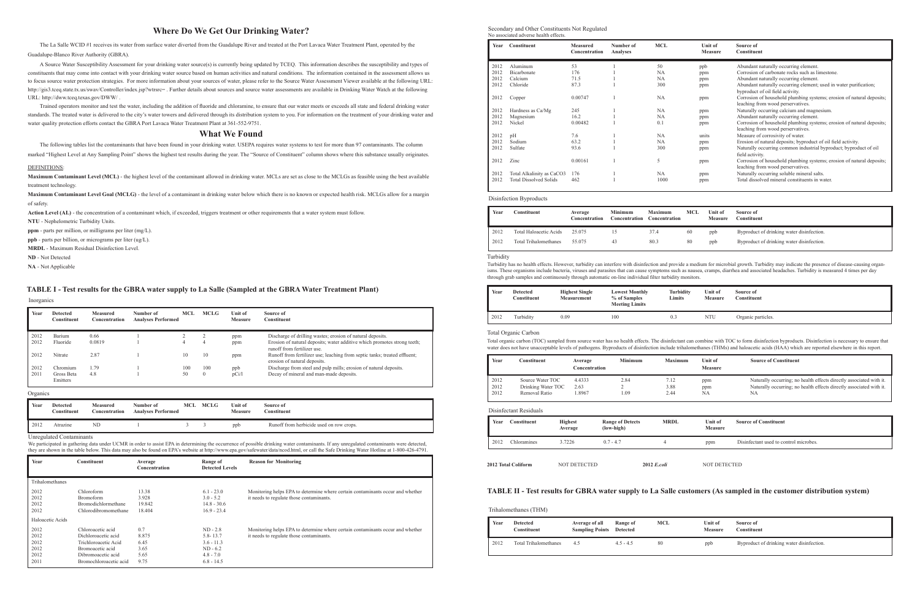## Where Do We Get Our Drinking Water?

The La Salle WCID #1 receives its water from surface water diverted from the Guadalupe River and treated at the Port Lavaca Water Treatment Plant, operated by the Guadalupe-Blanco River Authority (GBRA).

A Source Water Susceptibility Assessment for your drinking water source(s) is currently being updated by TCEQ. This information describes the susceptibility and types of constituents that may come into contact with your drinking water source based on human activities and natural conditions. The information contained in the assessment allows us to focus source water protection strategies. For more information about your sources of water, please refer to the Source Water Assessment Viewer available at the following URL: http://gis3.tceq.state.tx.us/swav/Controller/index.jsp?wtrsrc= . Further details about sources and source water assessments are available in Drinking Water Watch at the following URL: http://dww.tceq.texas.gov/DWW/ .

Trained operators monitor and test the water, including the addition of fluoride and chloramine, to ensure that our water meets or exceeds all state and federal drinking water standards. The treated water is delivered to the city's water towers and delivered through its distribution system to you. For information on the treatment of your drinking water and water quality protection efforts contact the GBRA Port Lavaca Water Treatment Plant at 361-552-9751.

## What We Found

The following tables list the contaminants that have been found in your drinking water. USEPA requires water systems to test for more than 97 contaminants. The column marked "Highest Level at Any Sampling Point" shows the highest test results during the year. The "Source of Constituent" column shows where this substance usually originates.

DEFINITIONS:

**Maximum Contaminant Level (MCL)** - the highest level of the contaminant allowed in drinking water. MCLs are set as close to the MCLGs as feasible using the best available treatment technology.

**Maximum Contaminant Level Goal (MCLG)** - the level of a contaminant in drinking water below which there is no known or expected health risk. MCLGs allow for a margin of safety.

**Action Level (AL)** - the concentration of a contaminant which, if exceeded, triggers treatment or other requirements that a water system must follow.

**NTU** - Nephelometric Turbidity Units.

**ppm** - parts per million, or milligrams per liter (mg/L).

**ppb** - parts per billion, or micrograms per liter (ug/L).

**MRDL** - Maximum Residual Disinfection Level.

**ND** - Not Detected

**NA** - Not Applicable

### TABLE I - Test results for the GBRA water supply to La Salle (Sampled at the GBRA Water Treatment Plant)

Inorganics

| Year | Detected Constituent | Measured Concentration | Number of Analyses Performed | MCL | MCLG | Unit of Measure | Source of Constituent |
|---|---|---|---|---|---|---|---|
| 2012 | Barium | 0.66 | 1 | 2 | 2 | ppm | Discharge of drilling wastes; erosion of natural deposits. |
| 2012 | Fluoride | 0.0819 | 1 | 4 | 4 | ppm | Erosion of natural deposits; water additive which promotes strong teeth; runoff from fertilizer use. |
| 2012 | Nitrate | 2.87 | 1 | 10 | 10 | ppm | Runoff from fertilizer use; leaching from septic tanks; treated effluent; erosion of natural deposits. |
| 2012 | Chromium | 1.79 | 1 | 100 | 100 | ppb | Discharge from steel and pulp mills; erosion of natural deposits. |
| 2011 | Gross Beta Emitters | 4.8 | 1 | 50 | 0 | pCi/l | Decay of mineral and man-made deposits. |

Organics

| Year | Detected Constituent | Measured Concentration | Number of Analyses Performed | MCL | MCLG | Unit of Measure | Source of Constituent |
|---|---|---|---|---|---|---|---|
| 2012 | Atrazine | ND | 1 | 3 | 3 | ppb | Runoff from herbicide used on row crops. |

Unregulated Contaminants

We participated in gathering data under UCMR in order to assist EPA in determining the occurrence of possible drinking water contaminants. If any unregulated contaminants were detected, they are shown in the table below. This data may also be found on EPA's website at http://www.epa.gov/safewater/data/ncod.html, or call the Safe Drinking Water Hotline at 1-800-426-4791.

| Year | Constituent | Average Concentration | Range of Detected Levels | Reason for Monitoring |
|---|---|---|---|---|
| Trihalomethanes | | | | |
| 2012 | Chloroform | 13.38 | 6.1 - 23.0 | Monitoring helps EPA to determine where certain contaminants occur and whether it needs to regulate those contaminants. |
| 2012 | Bromoform | 3.928 | 3.0 - 5.2 | |
| 2012 | Bromodichlormethane | 19.842 | 14.8 - 30.6 | |
| 2012 | Chlorodibromomethane | 18.404 | 16.9 - 23.4 | |
| Haloacetic Acids | | | | |
| 2012 | Chloroacetic acid | 0.7 | ND - 2.8 | Monitoring helps EPA to determine where certain contaminants occur and whether it needs to regulate those contaminants. |
| 2012 | Dichloroacetic acid | 8.875 | 5.8- 13.7 | |
| 2012 | Trichloroacetic Acid | 6.45 | 3.6 - 11.3 | |
| 2012 | Bromoacetic acid | 3.65 | ND - 6.2 | |
| 2012 | Dibromoacetic acid | 5.65 | 4.8 - 7.0 | |
| 2011 | Bromochloroacetic acid | 9.75 | 6.8 - 14.5 | |

Secondary and Other Constituents Not Regulated
No associated adverse health effects.

| Year | Constituent | Measured Concentration | Number of Analyses | MCL | Unit of Measure | Source of Constituent |
|---|---|---|---|---|---|---|
| 2012 | Aluminum | 53 | 1 | 50 | ppb | Abundant naturally occurring element. |
| 2012 | Bicarbonate | 176 | 1 | NA | ppm | Corrosion of carbonate rocks such as limestone. |
| 2012 | Calcium | 71.5 | 1 | NA | ppm | Abundant naturally occurring element. |
| 2012 | Chloride | 87.3 | 1 | 300 | ppm | Abundant naturally occurring element; used in water purification; byproduct of oil field activity. |
| 2012 | Copper | 0.00747 | 1 | NA | ppm | Corrosion of household plumbing systems; erosion of natural deposits; leaching from wood perservatives. |
| 2012 | Hardness as Ca/Mg | 245 | 1 | NA | ppm | Naturally occurring calcium and magnesium. |
| 2012 | Magnesium | 16.2 | 1 | NA | ppm | Abundant naturally occurring element. |
| 2012 | Nickel | 0.00482 | 1 | 0.1 | ppm | Corrosion of household plumbing systems; erosion of natural deposits; leaching from wood perservatives. |
| 2012 | pH | 7.6 | 1 | NA | units | Measure of corrosivity of water. |
| 2012 | Sodium | 63.2 | 1 | NA | ppm | Erosion of natural deposits; byproduct of oil field activity. |
| 2012 | Sulfate | 93.6 | 1 | 300 | ppm | Naturally occurring common industrial byproduct; byproduct of oil field activity. |
| 2012 | Zinc | 0.00161 | 1 | 5 | ppm | Corrosion of household plumbing systems; erosion of natural deposits; leaching from wood perservatives. |
| 2012 | Total Alkalinity as CaCO3 | 176 | 1 | NA | ppm | Naturally occurring soluble mineral salts. |
| 2012 | Total Dissolved Solids | 462 | 1 | 1000 | ppm | Total dissolved mineral constituents in water. |

Disinfection Byproducts

| Year | Constituent | Average Concentration | Minimum Concentration | Maximum Concentration | MCL | Unit of Measure | Source of Constituent |
|---|---|---|---|---|---|---|---|
| 2012 | Total Haloacetic Acids | 25.075 | 15 | 37.4 | 60 | ppb | Byproduct of drinking water disinfection. |
| 2012 | Total Trihalomethanes | 55.075 | 43 | 80.3 | 80 | ppb | Byproduct of drinking water disinfection. |

Turbidity

Turbidity has no health effects. However, turbidity can interfere with disinfection and provide a medium for microbial growth. Turbidity may indicate the presence of disease-causing organisms. These organisms include bacteria, viruses and parasites that can cause symptoms such as nausea, cramps, diarrhea and associated headaches. Turbidity is measured 4 times per day through grab samples and continuously through automatic on-line individual filter turbidity monitors.

| Year | Detected Constituent | Highest Single Measurement | Lowest Monthly % of Samples Meeting Limits | Turbidity Limits | Unit of Measure | Source of Constituent |
|---|---|---|---|---|---|---|
| 2012 | Turbidity | 0.09 | 100 | 0.3 | NTU | Organic particles. |

Total Organic Carbon

Total organic carbon (TOC) sampled from source water has no health effects. The disinfectant can combine with TOC to form disinfection byproducts. Disinfection is necessary to ensure that water does not have unacceptable levels of pathogens. Byproducts of disinfection include trihalomethanes (THMs) and haloacetic acids (HAA) which are reported elsewhere in this report.

| Year | Constituent | Average Concentration | Minimum | Maximum | Unit of Measure | Source of Constituent |
|---|---|---|---|---|---|---|
| 2012 | Source Water TOC | 4.4333 | 2.84 | 7.12 | ppm | Naturally occurring; no health effects directly associated with it. |
| 2012 | Drinking Water TOC | 2.63 | 2 | 3.88 | ppm | Naturally occurring; no health effects directly associated with it. |
| 2012 | Removal Ratio | 1.8967 | 1.09 | 2.44 | NA | NA |

Disinfectant Residuals

| Year | Constituent | Highest Average | Range of Detects (low-high) | MRDL | Unit of Measure | Source of Constituent |
|---|---|---|---|---|---|---|
| 2012 | Chloramines | 3.7226 | 0.7 - 4.7 | 4 | ppm | Disinfectant used to control microbes. |

**2012 Total Coliform** NOT DETECTED **2012 *E.coli*** NOT DETECTED

### TABLE II - Test results for GBRA water supply to La Salle customers (As sampled in the customer distribution system)

Trihalomethanes (THM)

| Year | Detected Constituent | Average of all Sampling Points | Range of Detected | MCL | Unit of Measure | Source of Constituent |
|---|---|---|---|---|---|---|
| 2012 | Total Trihalomethanes | 4.5 | 4.5 - 4.5 | 80 | ppb | Byproduct of drinking water disinfection. |